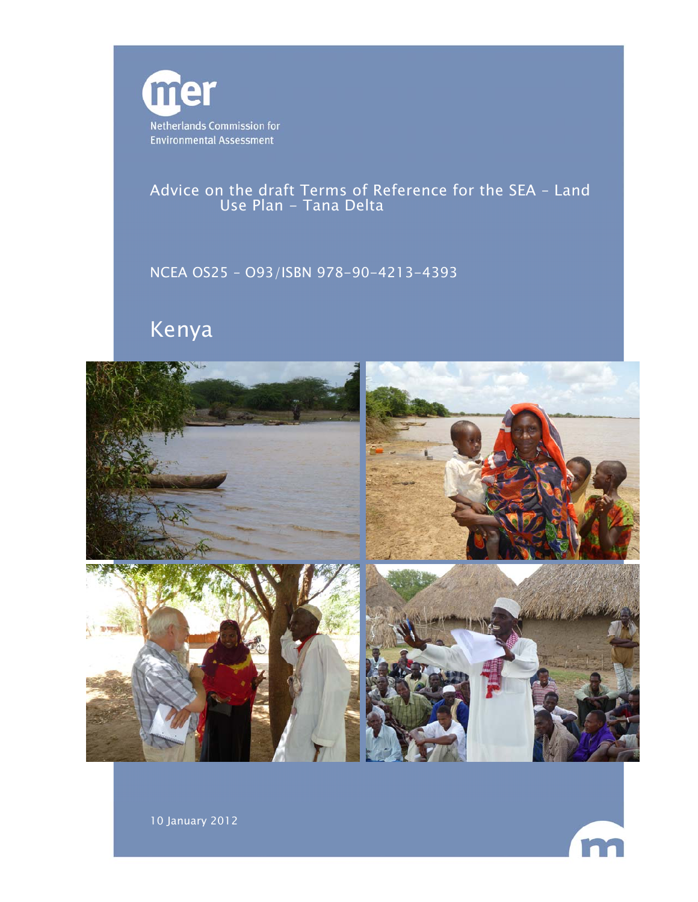mer

Netherlands Commission for Environmental Assessment

# Advice on the draft Terms of Reference for the SEA – Land Use Plan – Tana Delta

NCEA OS25 – O93/ISBN 978-90-4213-4393

## Kenya

10 January 2012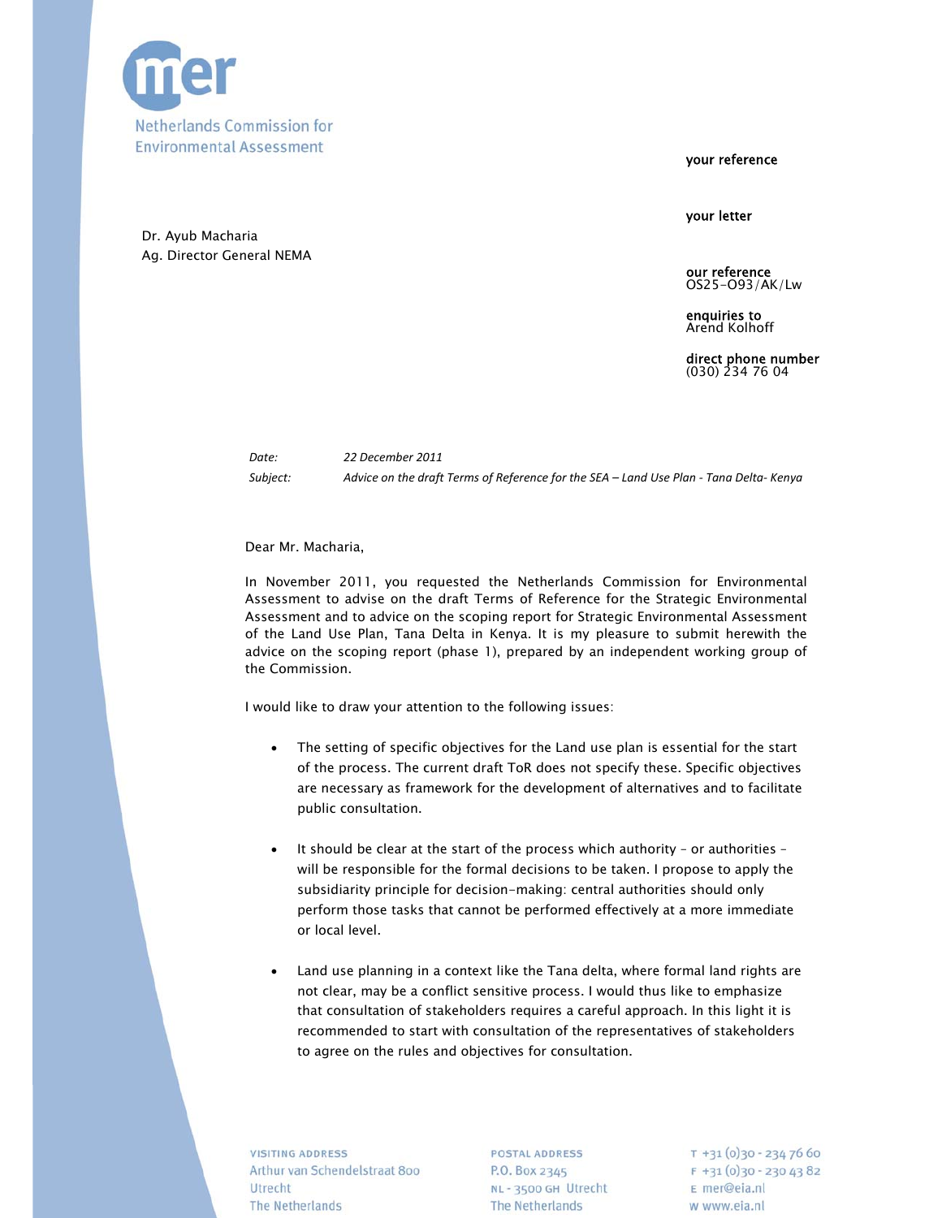Netherlands Commission for Environmental Assessment

your reference

your letter

Dr. Ayub Macharia
Ag. Director General NEMA

our reference
OS25-O93/AK/Lw

enquiries to
Arend Kolhoff

direct phone number
(030) 234 76 04

*Date:* *22 December 2011*

*Subject:* *Advice on the draft Terms of Reference for the SEA – Land Use Plan - Tana Delta- Kenya*

Dear Mr. Macharia,

In November 2011, you requested the Netherlands Commission for Environmental Assessment to advise on the draft Terms of Reference for the Strategic Environmental Assessment and to advice on the scoping report for Strategic Environmental Assessment of the Land Use Plan, Tana Delta in Kenya. It is my pleasure to submit herewith the advice on the scoping report (phase 1), prepared by an independent working group of the Commission.

I would like to draw your attention to the following issues:

- The setting of specific objectives for the Land use plan is essential for the start of the process. The current draft ToR does not specify these. Specific objectives are necessary as framework for the development of alternatives and to facilitate public consultation.

- It should be clear at the start of the process which authority – or authorities – will be responsible for the formal decisions to be taken. I propose to apply the subsidiarity principle for decision-making: central authorities should only perform those tasks that cannot be performed effectively at a more immediate or local level.

- Land use planning in a context like the Tana delta, where formal land rights are not clear, may be a conflict sensitive process. I would thus like to emphasize that consultation of stakeholders requires a careful approach. In this light it is recommended to start with consultation of the representatives of stakeholders to agree on the rules and objectives for consultation.

VISITING ADDRESS
Arthur van Schendelstraat 800
Utrecht
The Netherlands

POSTAL ADDRESS
P.O. Box 2345
NL - 3500 GH Utrecht
The Netherlands

T +31 (0)30 - 234 76 60
F +31 (0)30 - 230 43 82
E mer@eia.nl
W www.eia.nl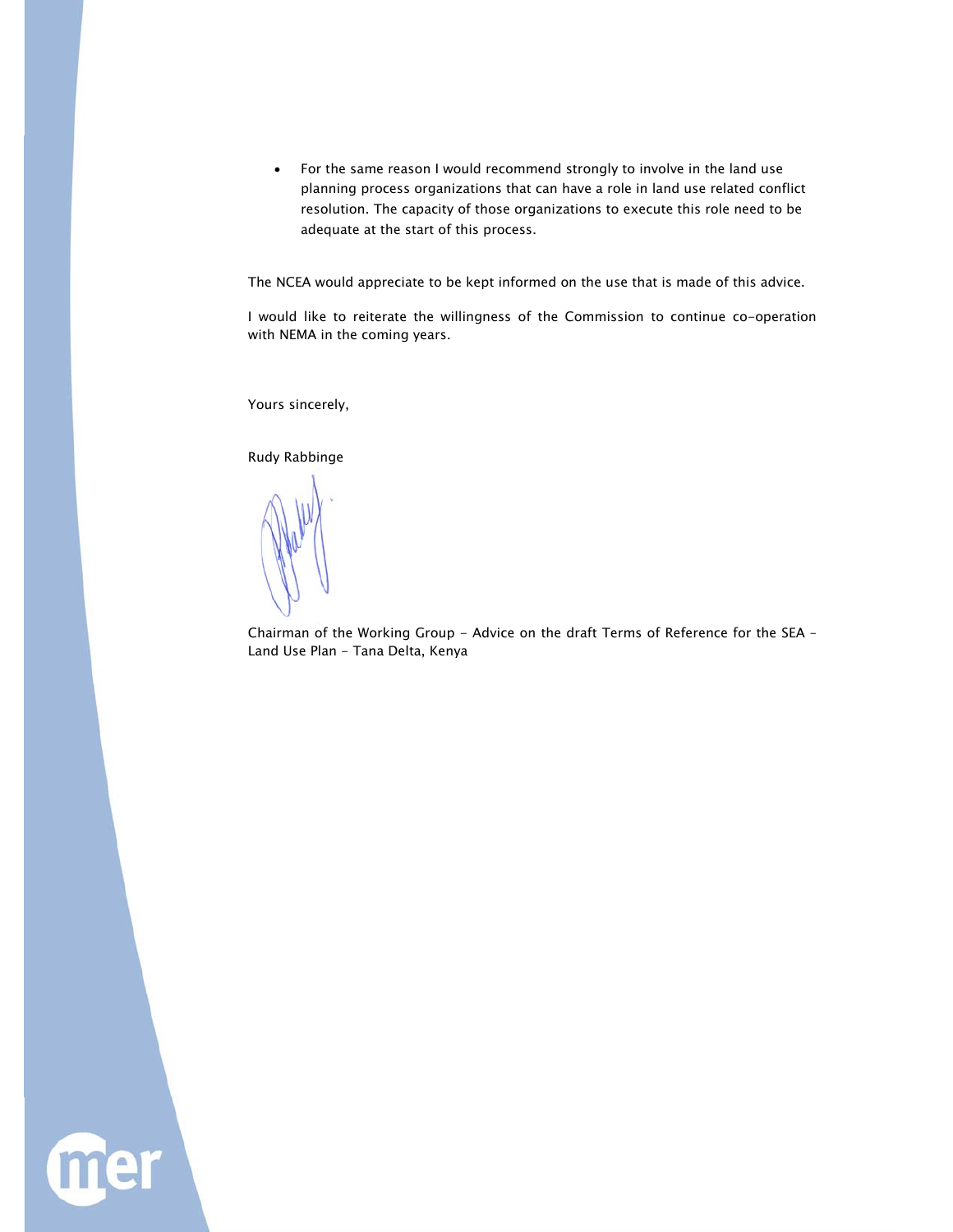- For the same reason I would recommend strongly to involve in the land use planning process organizations that can have a role in land use related conflict resolution. The capacity of those organizations to execute this role need to be adequate at the start of this process.

The NCEA would appreciate to be kept informed on the use that is made of this advice.

I would like to reiterate the willingness of the Commission to continue co-operation with NEMA in the coming years.

Yours sincerely,

Rudy Rabbinge

Chairman of the Working Group - Advice on the draft Terms of Reference for the SEA - Land Use Plan - Tana Delta, Kenya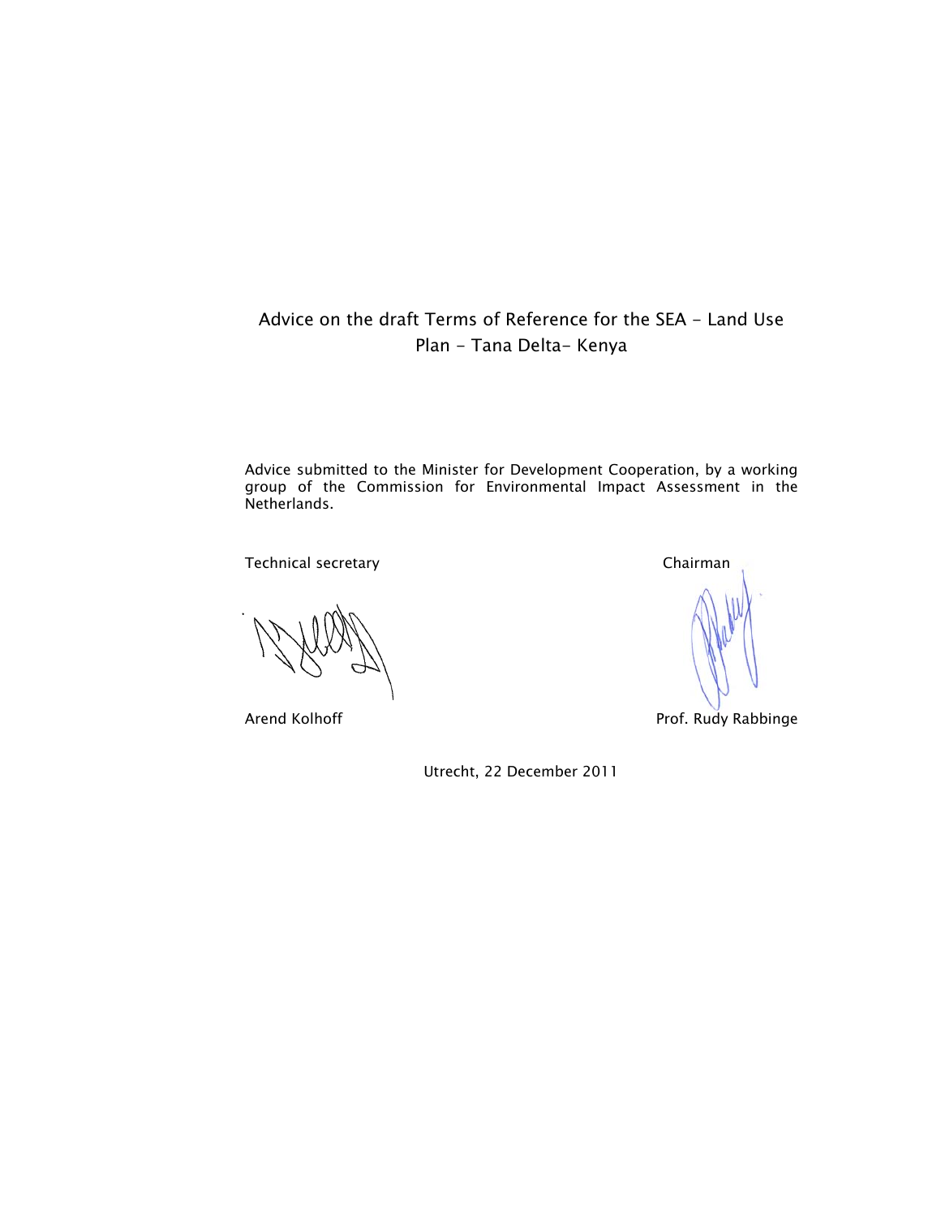# Advice on the draft Terms of Reference for the SEA - Land Use Plan - Tana Delta- Kenya

Advice submitted to the Minister for Development Cooperation, by a working group of the Commission for Environmental Impact Assessment in the Netherlands.

| Technical secretary | Chairman |
|---|---|
| Arend Kolhoff | Prof. Rudy Rabbinge |

Utrecht, 22 December 2011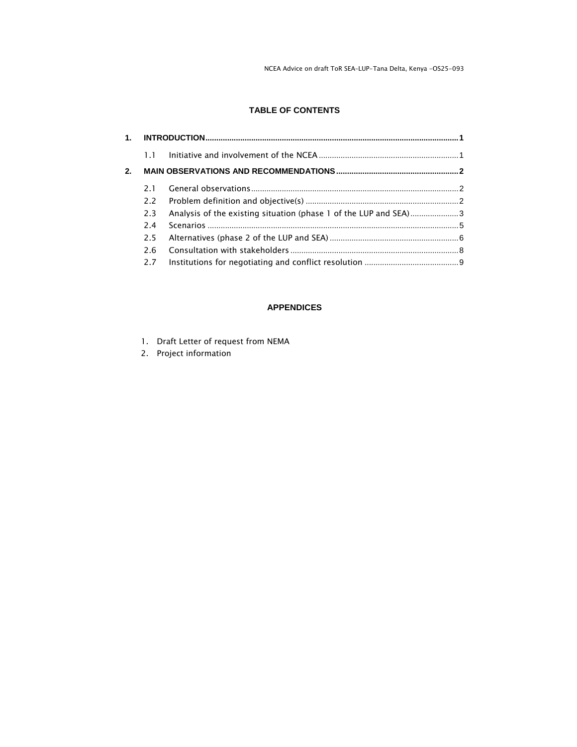### TABLE OF CONTENTS

1. **INTRODUCTION** .......... 1
   - 1.1 Initiative and involvement of the NCEA .......... 1
2. **MAIN OBSERVATIONS AND RECOMMENDATIONS** .......... 2
   - 2.1 General observations .......... 2
   - 2.2 Problem definition and objective(s) .......... 2
   - 2.3 Analysis of the existing situation (phase 1 of the LUP and SEA) .......... 3
   - 2.4 Scenarios .......... 5
   - 2.5 Alternatives (phase 2 of the LUP and SEA) .......... 6
   - 2.6 Consultation with stakeholders .......... 8
   - 2.7 Institutions for negotiating and conflict resolution .......... 9

### APPENDICES

1. Draft Letter of request from NEMA
2. Project information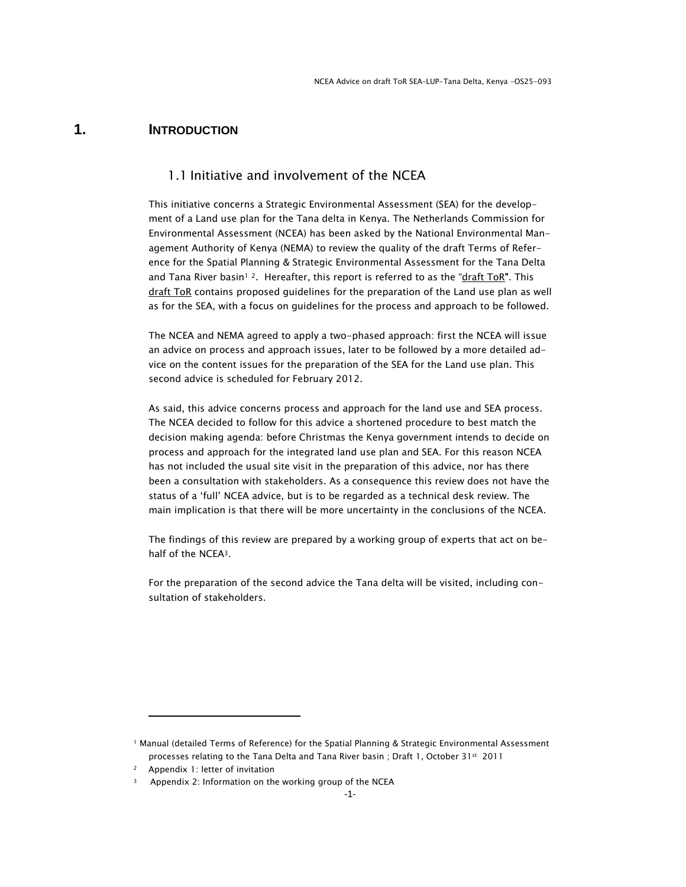# 1. INTRODUCTION

## 1.1 Initiative and involvement of the NCEA

This initiative concerns a Strategic Environmental Assessment (SEA) for the development of a Land use plan for the Tana delta in Kenya. The Netherlands Commission for Environmental Assessment (NCEA) has been asked by the National Environmental Management Authority of Kenya (NEMA) to review the quality of the draft Terms of Reference for the Spatial Planning & Strategic Environmental Assessment for the Tana Delta and Tana River basin[1] [2]. Hereafter, this report is referred to as the "draft ToR". This draft ToR contains proposed guidelines for the preparation of the Land use plan as well as for the SEA, with a focus on guidelines for the process and approach to be followed.

The NCEA and NEMA agreed to apply a two-phased approach: first the NCEA will issue an advice on process and approach issues, later to be followed by a more detailed advice on the content issues for the preparation of the SEA for the Land use plan. This second advice is scheduled for February 2012.

As said, this advice concerns process and approach for the land use and SEA process. The NCEA decided to follow for this advice a shortened procedure to best match the decision making agenda: before Christmas the Kenya government intends to decide on process and approach for the integrated land use plan and SEA. For this reason NCEA has not included the usual site visit in the preparation of this advice, nor has there been a consultation with stakeholders. As a consequence this review does not have the status of a 'full' NCEA advice, but is to be regarded as a technical desk review. The main implication is that there will be more uncertainty in the conclusions of the NCEA.

The findings of this review are prepared by a working group of experts that act on behalf of the NCEA[3].

For the preparation of the second advice the Tana delta will be visited, including consultation of stakeholders.

---

[1] Manual (detailed Terms of Reference) for the Spatial Planning & Strategic Environmental Assessment processes relating to the Tana Delta and Tana River basin ; Draft 1, October 31st 2011

[2] Appendix 1: letter of invitation

[3] Appendix 2: Information on the working group of the NCEA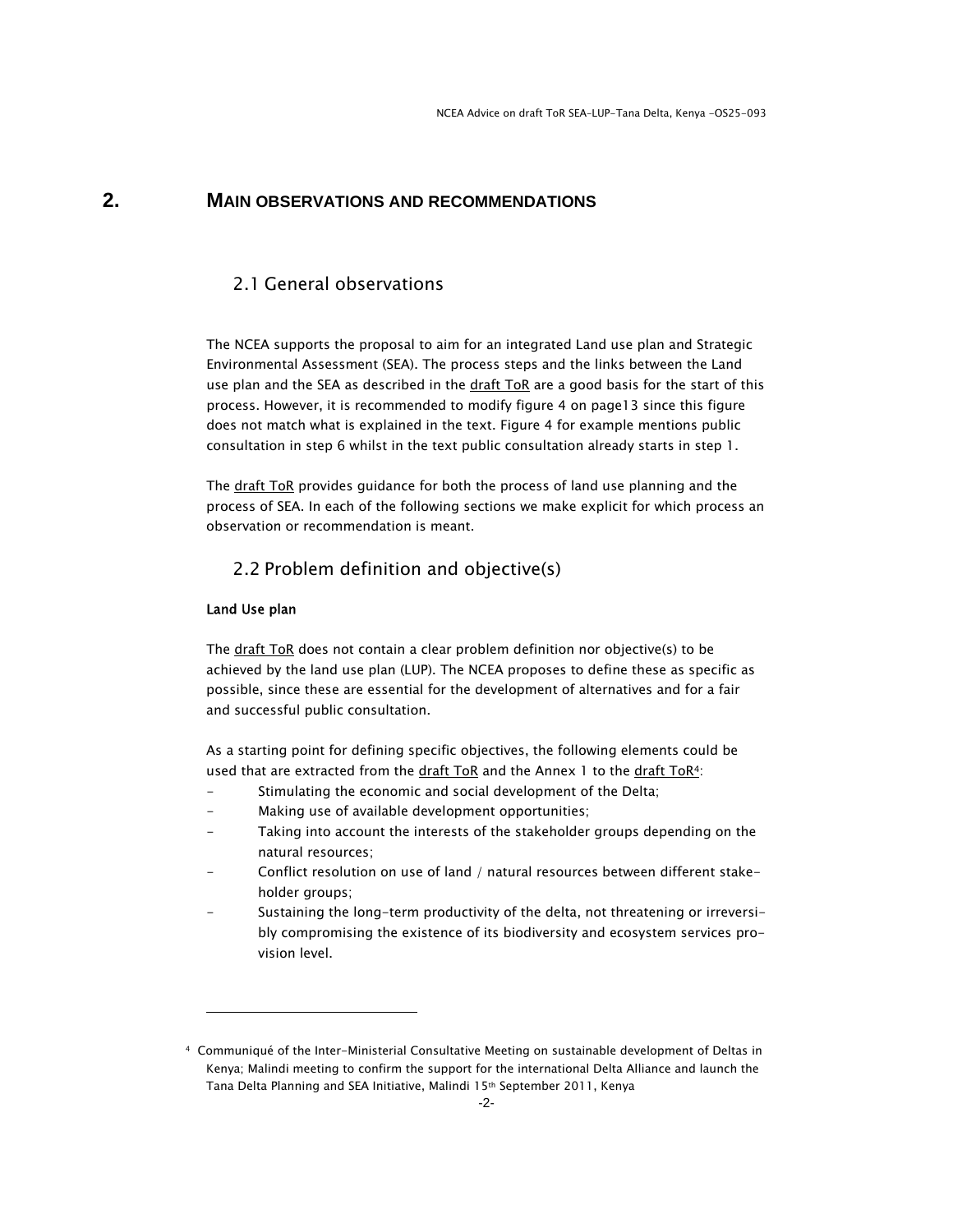# 2. MAIN OBSERVATIONS AND RECOMMENDATIONS

## 2.1 General observations

The NCEA supports the proposal to aim for an integrated Land use plan and Strategic Environmental Assessment (SEA). The process steps and the links between the Land use plan and the SEA as described in the draft ToR are a good basis for the start of this process. However, it is recommended to modify figure 4 on page13 since this figure does not match what is explained in the text. Figure 4 for example mentions public consultation in step 6 whilst in the text public consultation already starts in step 1.

The draft ToR provides guidance for both the process of land use planning and the process of SEA. In each of the following sections we make explicit for which process an observation or recommendation is meant.

## 2.2 Problem definition and objective(s)

### Land Use plan

The draft ToR does not contain a clear problem definition nor objective(s) to be achieved by the land use plan (LUP). The NCEA proposes to define these as specific as possible, since these are essential for the development of alternatives and for a fair and successful public consultation.

As a starting point for defining specific objectives, the following elements could be used that are extracted from the draft ToR and the Annex 1 to the draft ToR[4]:

- Stimulating the economic and social development of the Delta;
- Making use of available development opportunities;
- Taking into account the interests of the stakeholder groups depending on the natural resources;
- Conflict resolution on use of land / natural resources between different stakeholder groups;
- Sustaining the long-term productivity of the delta, not threatening or irreversibly compromising the existence of its biodiversity and ecosystem services provision level.

[4] Communiqué of the Inter-Ministerial Consultative Meeting on sustainable development of Deltas in Kenya; Malindi meeting to confirm the support for the international Delta Alliance and launch the Tana Delta Planning and SEA Initiative, Malindi 15th September 2011, Kenya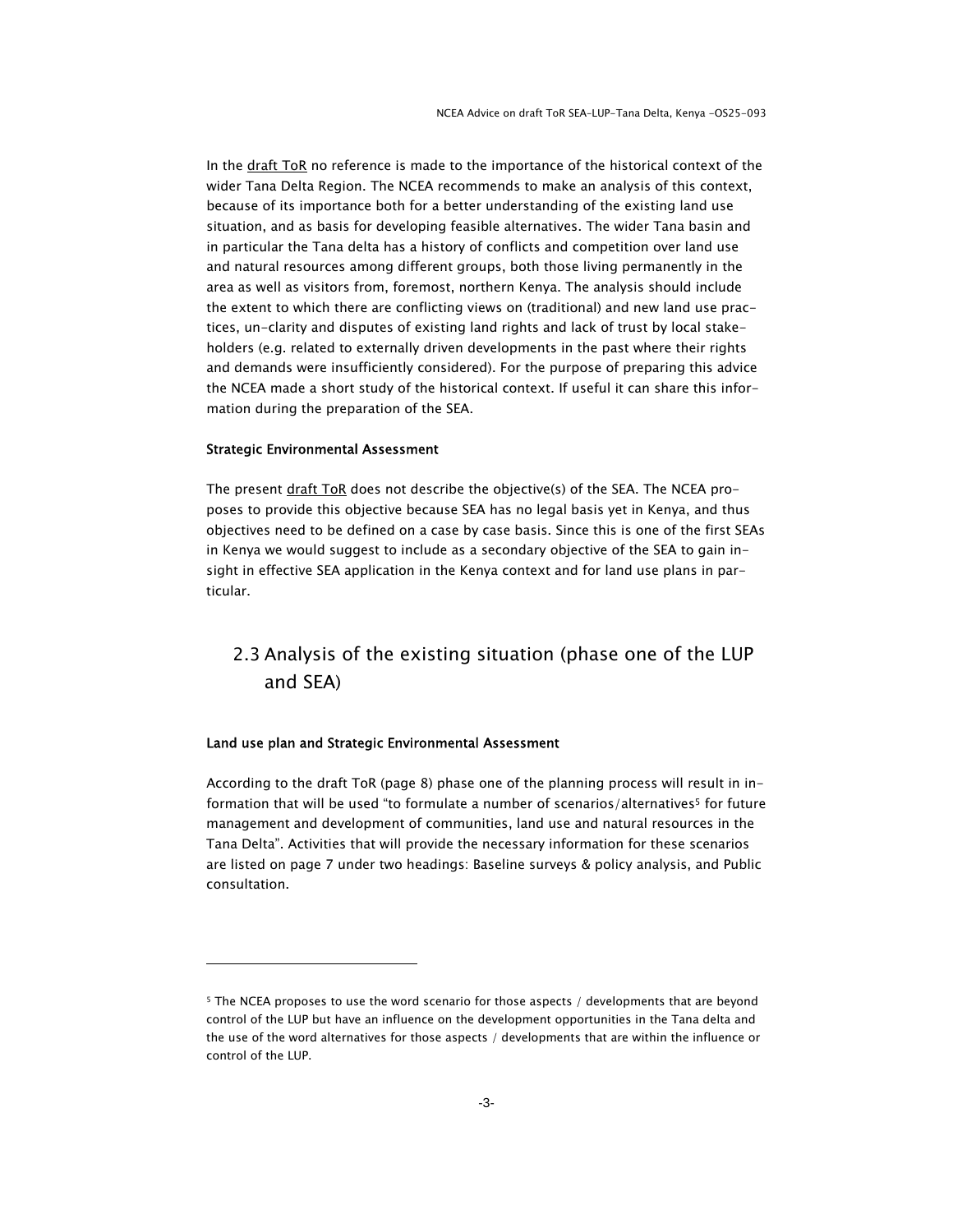In the draft ToR no reference is made to the importance of the historical context of the wider Tana Delta Region. The NCEA recommends to make an analysis of this context, because of its importance both for a better understanding of the existing land use situation, and as basis for developing feasible alternatives. The wider Tana basin and in particular the Tana delta has a history of conflicts and competition over land use and natural resources among different groups, both those living permanently in the area as well as visitors from, foremost, northern Kenya. The analysis should include the extent to which there are conflicting views on (traditional) and new land use practices, un-clarity and disputes of existing land rights and lack of trust by local stakeholders (e.g. related to externally driven developments in the past where their rights and demands were insufficiently considered). For the purpose of preparing this advice the NCEA made a short study of the historical context. If useful it can share this information during the preparation of the SEA.

**Strategic Environmental Assessment**

The present draft ToR does not describe the objective(s) of the SEA. The NCEA proposes to provide this objective because SEA has no legal basis yet in Kenya, and thus objectives need to be defined on a case by case basis. Since this is one of the first SEAs in Kenya we would suggest to include as a secondary objective of the SEA to gain insight in effective SEA application in the Kenya context and for land use plans in particular.

## 2.3 Analysis of the existing situation (phase one of the LUP and SEA)

**Land use plan and Strategic Environmental Assessment**

According to the draft ToR (page 8) phase one of the planning process will result in information that will be used "to formulate a number of scenarios/alternatives[5] for future management and development of communities, land use and natural resources in the Tana Delta". Activities that will provide the necessary information for these scenarios are listed on page 7 under two headings: Baseline surveys & policy analysis, and Public consultation.

[5] The NCEA proposes to use the word scenario for those aspects / developments that are beyond control of the LUP but have an influence on the development opportunities in the Tana delta and the use of the word alternatives for those aspects / developments that are within the influence or control of the LUP.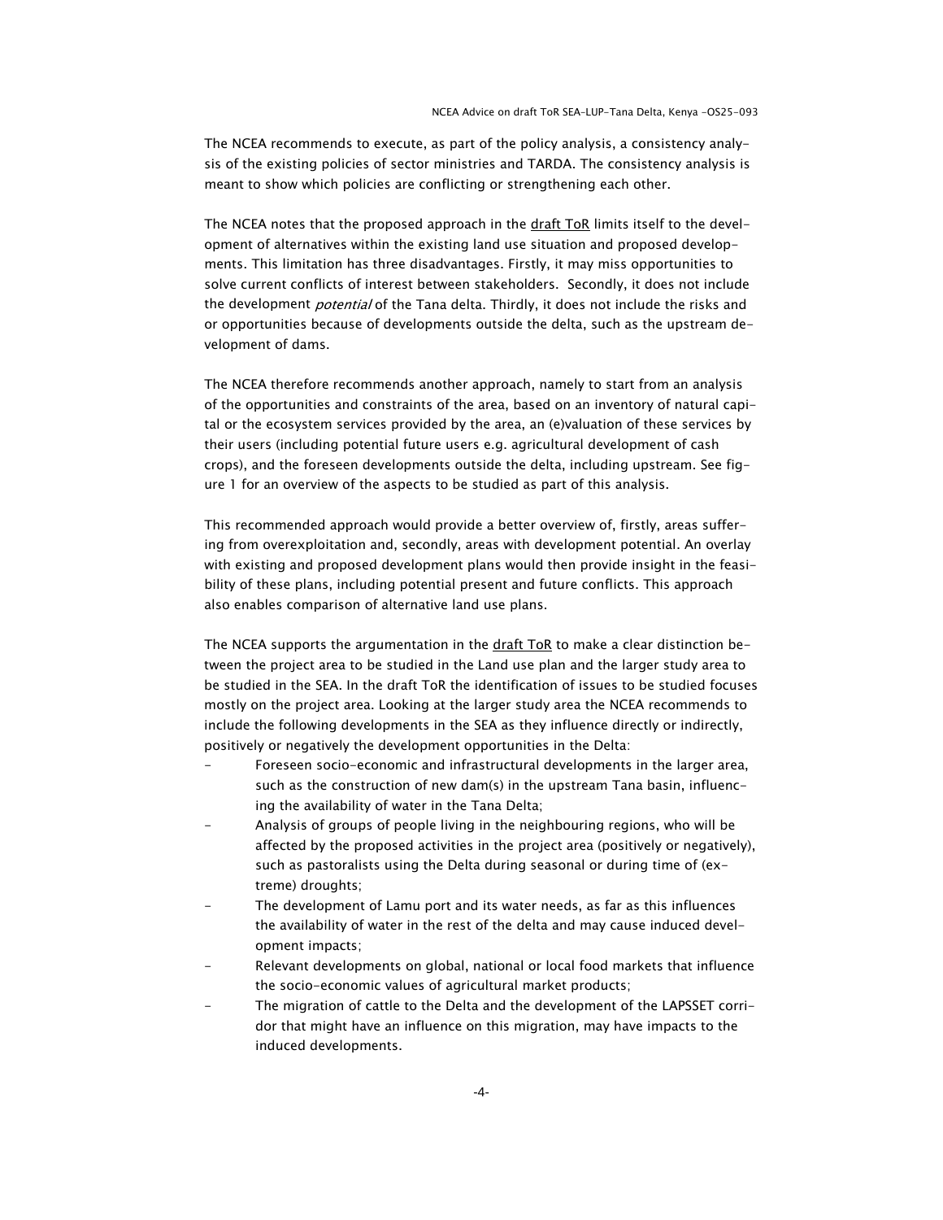The NCEA recommends to execute, as part of the policy analysis, a consistency analysis of the existing policies of sector ministries and TARDA. The consistency analysis is meant to show which policies are conflicting or strengthening each other.

The NCEA notes that the proposed approach in the draft ToR limits itself to the development of alternatives within the existing land use situation and proposed developments. This limitation has three disadvantages. Firstly, it may miss opportunities to solve current conflicts of interest between stakeholders. Secondly, it does not include the development *potential* of the Tana delta. Thirdly, it does not include the risks and or opportunities because of developments outside the delta, such as the upstream development of dams.

The NCEA therefore recommends another approach, namely to start from an analysis of the opportunities and constraints of the area, based on an inventory of natural capital or the ecosystem services provided by the area, an (e)valuation of these services by their users (including potential future users e.g. agricultural development of cash crops), and the foreseen developments outside the delta, including upstream. See figure 1 for an overview of the aspects to be studied as part of this analysis.

This recommended approach would provide a better overview of, firstly, areas suffering from overexploitation and, secondly, areas with development potential. An overlay with existing and proposed development plans would then provide insight in the feasibility of these plans, including potential present and future conflicts. This approach also enables comparison of alternative land use plans.

The NCEA supports the argumentation in the draft ToR to make a clear distinction between the project area to be studied in the Land use plan and the larger study area to be studied in the SEA. In the draft ToR the identification of issues to be studied focuses mostly on the project area. Looking at the larger study area the NCEA recommends to include the following developments in the SEA as they influence directly or indirectly, positively or negatively the development opportunities in the Delta:

- Foreseen socio-economic and infrastructural developments in the larger area, such as the construction of new dam(s) in the upstream Tana basin, influencing the availability of water in the Tana Delta;
- Analysis of groups of people living in the neighbouring regions, who will be affected by the proposed activities in the project area (positively or negatively), such as pastoralists using the Delta during seasonal or during time of (extreme) droughts;
- The development of Lamu port and its water needs, as far as this influences the availability of water in the rest of the delta and may cause induced development impacts;
- Relevant developments on global, national or local food markets that influence the socio-economic values of agricultural market products;
- The migration of cattle to the Delta and the development of the LAPSSET corridor that might have an influence on this migration, may have impacts to the induced developments.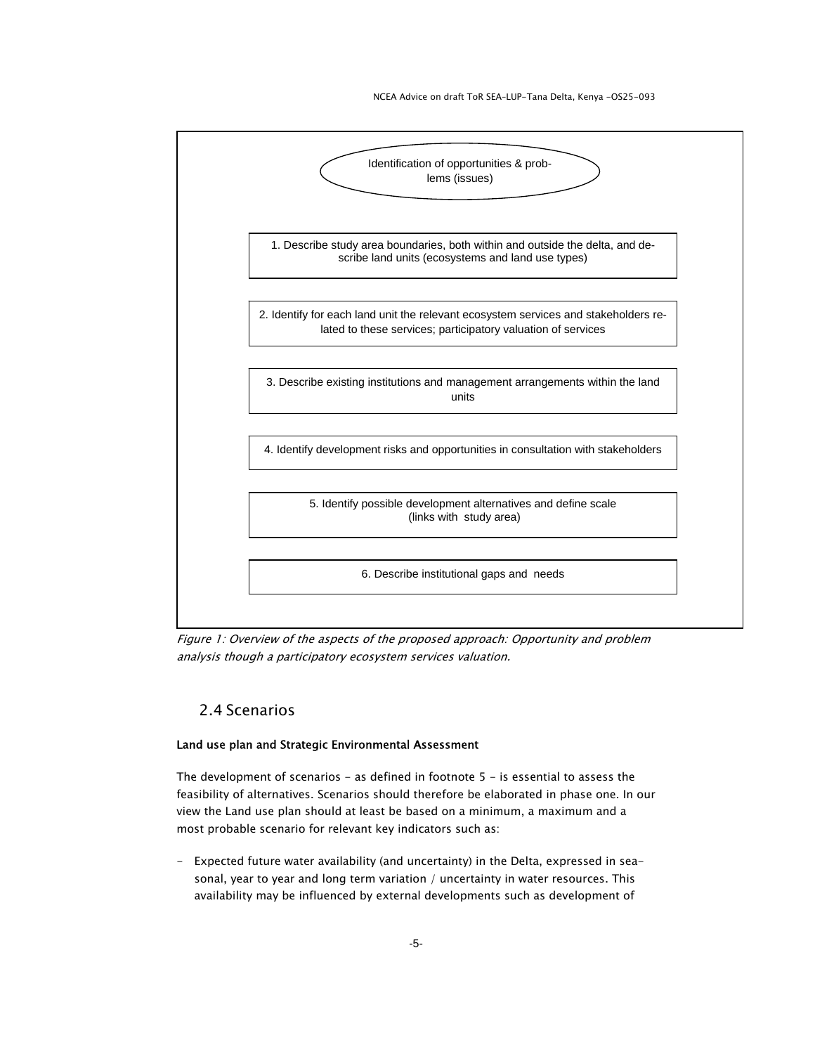Identification of opportunities & problems (issues)

1. Describe study area boundaries, both within and outside the delta, and describe land units (ecosystems and land use types)

2. Identify for each land unit the relevant ecosystem services and stakeholders related to these services; participatory valuation of services

3. Describe existing institutions and management arrangements within the land units

4. Identify development risks and opportunities in consultation with stakeholders

5. Identify possible development alternatives and define scale (links with study area)

6. Describe institutional gaps and needs

*Figure 1: Overview of the aspects of the proposed approach: Opportunity and problem analysis though a participatory ecosystem services valuation.*

## 2.4 Scenarios

**Land use plan and Strategic Environmental Assessment**

The development of scenarios - as defined in footnote 5 - is essential to assess the feasibility of alternatives. Scenarios should therefore be elaborated in phase one. In our view the Land use plan should at least be based on a minimum, a maximum and a most probable scenario for relevant key indicators such as:

- Expected future water availability (and uncertainty) in the Delta, expressed in seasonal, year to year and long term variation / uncertainty in water resources. This availability may be influenced by external developments such as development of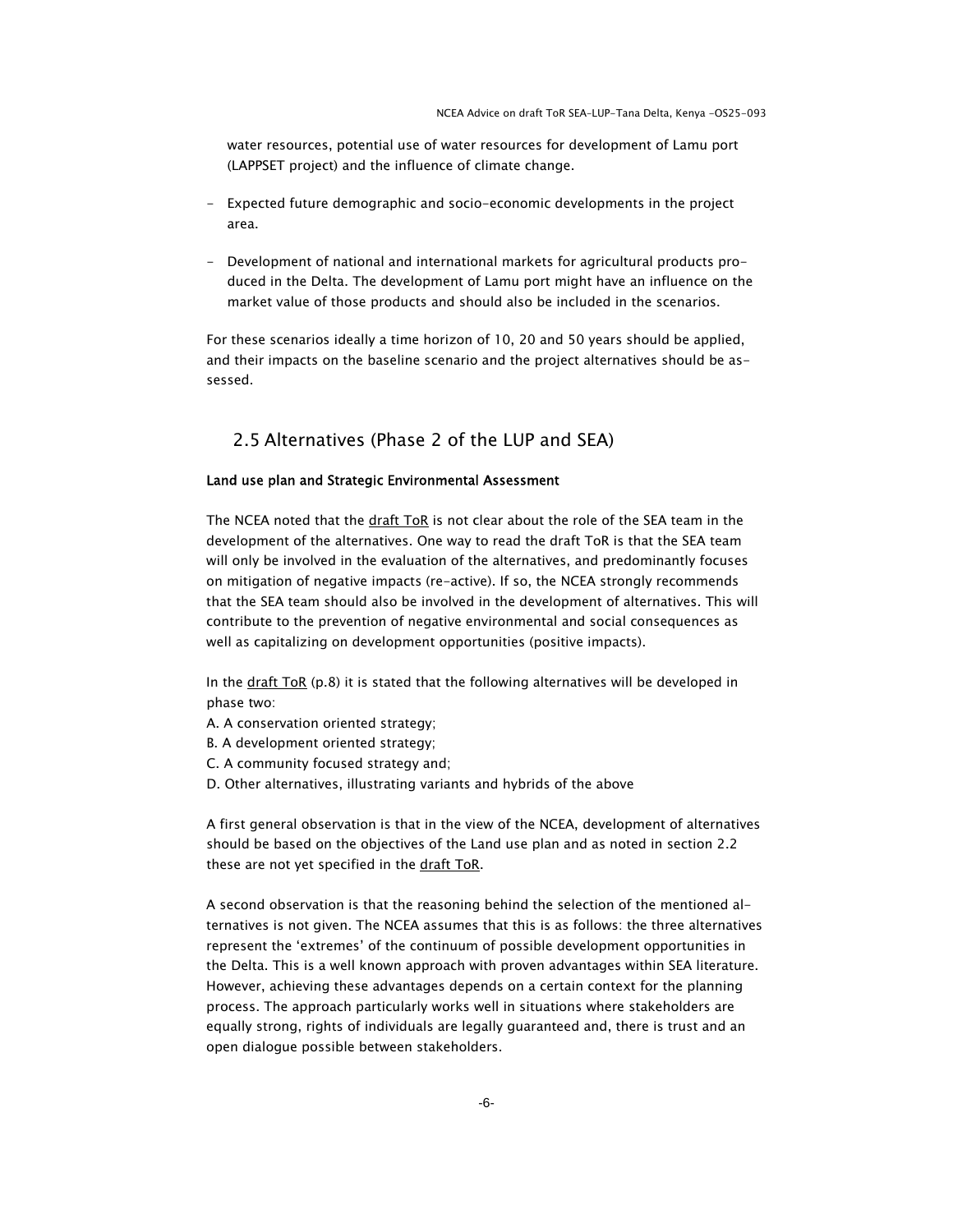water resources, potential use of water resources for development of Lamu port (LAPPSET project) and the influence of climate change.

- Expected future demographic and socio-economic developments in the project area.

- Development of national and international markets for agricultural products produced in the Delta. The development of Lamu port might have an influence on the market value of those products and should also be included in the scenarios.

For these scenarios ideally a time horizon of 10, 20 and 50 years should be applied, and their impacts on the baseline scenario and the project alternatives should be assessed.

## 2.5 Alternatives (Phase 2 of the LUP and SEA)

**Land use plan and Strategic Environmental Assessment**

The NCEA noted that the draft ToR is not clear about the role of the SEA team in the development of the alternatives. One way to read the draft ToR is that the SEA team will only be involved in the evaluation of the alternatives, and predominantly focuses on mitigation of negative impacts (re-active). If so, the NCEA strongly recommends that the SEA team should also be involved in the development of alternatives. This will contribute to the prevention of negative environmental and social consequences as well as capitalizing on development opportunities (positive impacts).

In the draft ToR (p.8) it is stated that the following alternatives will be developed in phase two:

A. A conservation oriented strategy;
B. A development oriented strategy;
C. A community focused strategy and;
D. Other alternatives, illustrating variants and hybrids of the above

A first general observation is that in the view of the NCEA, development of alternatives should be based on the objectives of the Land use plan and as noted in section 2.2 these are not yet specified in the draft ToR.

A second observation is that the reasoning behind the selection of the mentioned alternatives is not given. The NCEA assumes that this is as follows: the three alternatives represent the 'extremes' of the continuum of possible development opportunities in the Delta. This is a well known approach with proven advantages within SEA literature. However, achieving these advantages depends on a certain context for the planning process. The approach particularly works well in situations where stakeholders are equally strong, rights of individuals are legally guaranteed and, there is trust and an open dialogue possible between stakeholders.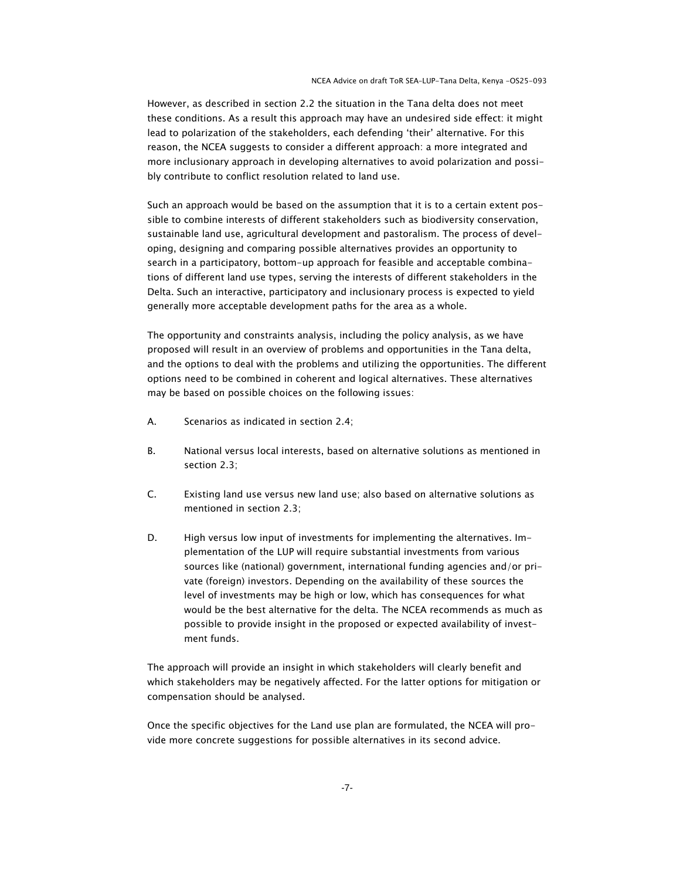However, as described in section 2.2 the situation in the Tana delta does not meet these conditions. As a result this approach may have an undesired side effect: it might lead to polarization of the stakeholders, each defending 'their' alternative. For this reason, the NCEA suggests to consider a different approach: a more integrated and more inclusionary approach in developing alternatives to avoid polarization and possibly contribute to conflict resolution related to land use.

Such an approach would be based on the assumption that it is to a certain extent possible to combine interests of different stakeholders such as biodiversity conservation, sustainable land use, agricultural development and pastoralism. The process of developing, designing and comparing possible alternatives provides an opportunity to search in a participatory, bottom-up approach for feasible and acceptable combinations of different land use types, serving the interests of different stakeholders in the Delta. Such an interactive, participatory and inclusionary process is expected to yield generally more acceptable development paths for the area as a whole.

The opportunity and constraints analysis, including the policy analysis, as we have proposed will result in an overview of problems and opportunities in the Tana delta, and the options to deal with the problems and utilizing the opportunities. The different options need to be combined in coherent and logical alternatives. These alternatives may be based on possible choices on the following issues:

A. Scenarios as indicated in section 2.4;

B. National versus local interests, based on alternative solutions as mentioned in section 2.3;

C. Existing land use versus new land use; also based on alternative solutions as mentioned in section 2.3;

D. High versus low input of investments for implementing the alternatives. Implementation of the LUP will require substantial investments from various sources like (national) government, international funding agencies and/or private (foreign) investors. Depending on the availability of these sources the level of investments may be high or low, which has consequences for what would be the best alternative for the delta. The NCEA recommends as much as possible to provide insight in the proposed or expected availability of investment funds.

The approach will provide an insight in which stakeholders will clearly benefit and which stakeholders may be negatively affected. For the latter options for mitigation or compensation should be analysed.

Once the specific objectives for the Land use plan are formulated, the NCEA will provide more concrete suggestions for possible alternatives in its second advice.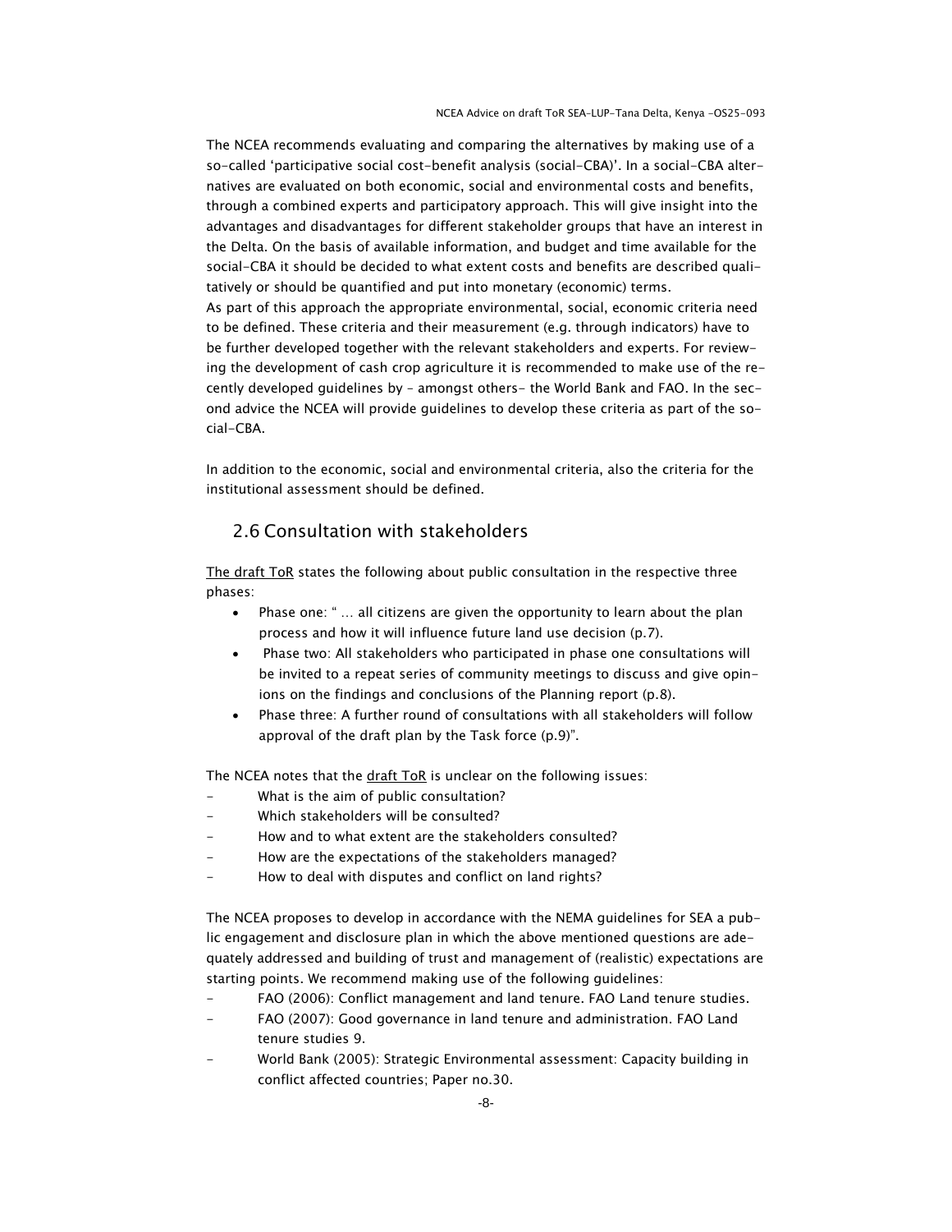The NCEA recommends evaluating and comparing the alternatives by making use of a so-called 'participative social cost-benefit analysis (social-CBA)'. In a social-CBA alternatives are evaluated on both economic, social and environmental costs and benefits, through a combined experts and participatory approach. This will give insight into the advantages and disadvantages for different stakeholder groups that have an interest in the Delta. On the basis of available information, and budget and time available for the social-CBA it should be decided to what extent costs and benefits are described qualitatively or should be quantified and put into monetary (economic) terms.
As part of this approach the appropriate environmental, social, economic criteria need to be defined. These criteria and their measurement (e.g. through indicators) have to be further developed together with the relevant stakeholders and experts. For reviewing the development of cash crop agriculture it is recommended to make use of the recently developed guidelines by – amongst others- the World Bank and FAO. In the second advice the NCEA will provide guidelines to develop these criteria as part of the social-CBA.

In addition to the economic, social and environmental criteria, also the criteria for the institutional assessment should be defined.

## 2.6 Consultation with stakeholders

<u>The draft ToR</u> states the following about public consultation in the respective three phases:

- Phase one: " … all citizens are given the opportunity to learn about the plan process and how it will influence future land use decision (p.7).
- Phase two: All stakeholders who participated in phase one consultations will be invited to a repeat series of community meetings to discuss and give opinions on the findings and conclusions of the Planning report (p.8).
- Phase three: A further round of consultations with all stakeholders will follow approval of the draft plan by the Task force (p.9)".

The NCEA notes that the <u>draft ToR</u> is unclear on the following issues:

- What is the aim of public consultation?
- Which stakeholders will be consulted?
- How and to what extent are the stakeholders consulted?
- How are the expectations of the stakeholders managed?
- How to deal with disputes and conflict on land rights?

The NCEA proposes to develop in accordance with the NEMA guidelines for SEA a public engagement and disclosure plan in which the above mentioned questions are adequately addressed and building of trust and management of (realistic) expectations are starting points. We recommend making use of the following guidelines:

- FAO (2006): Conflict management and land tenure. FAO Land tenure studies.
- FAO (2007): Good governance in land tenure and administration. FAO Land tenure studies 9.
- World Bank (2005): Strategic Environmental assessment: Capacity building in conflict affected countries; Paper no.30.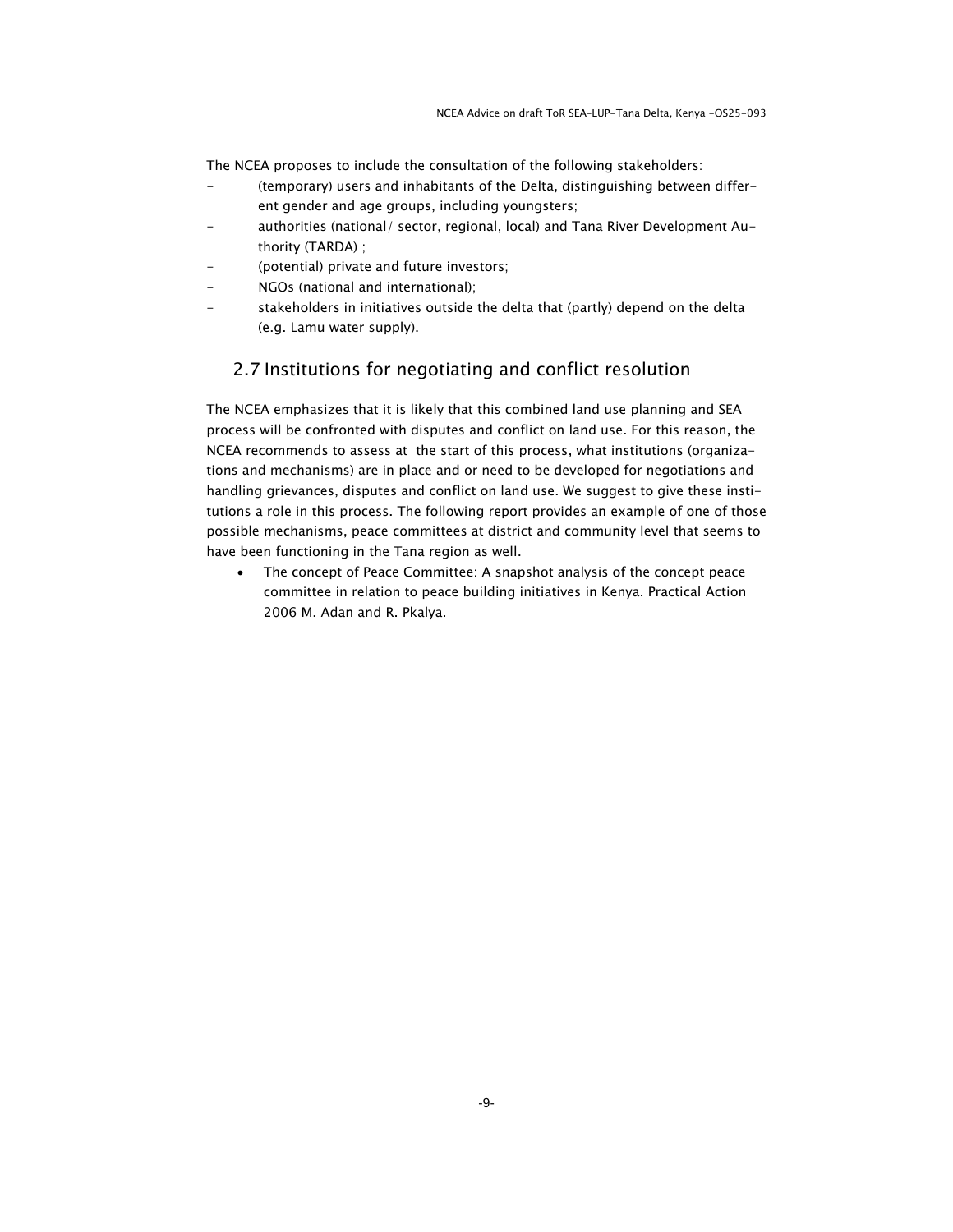The NCEA proposes to include the consultation of the following stakeholders:

- (temporary) users and inhabitants of the Delta, distinguishing between different gender and age groups, including youngsters;
- authorities (national/ sector, regional, local) and Tana River Development Authority (TARDA) ;
- (potential) private and future investors;
- NGOs (national and international);
- stakeholders in initiatives outside the delta that (partly) depend on the delta (e.g. Lamu water supply).

## 2.7 Institutions for negotiating and conflict resolution

The NCEA emphasizes that it is likely that this combined land use planning and SEA process will be confronted with disputes and conflict on land use. For this reason, the NCEA recommends to assess at the start of this process, what institutions (organizations and mechanisms) are in place and or need to be developed for negotiations and handling grievances, disputes and conflict on land use. We suggest to give these institutions a role in this process. The following report provides an example of one of those possible mechanisms, peace committees at district and community level that seems to have been functioning in the Tana region as well.

- The concept of Peace Committee: A snapshot analysis of the concept peace committee in relation to peace building initiatives in Kenya. Practical Action 2006 M. Adan and R. Pkalya.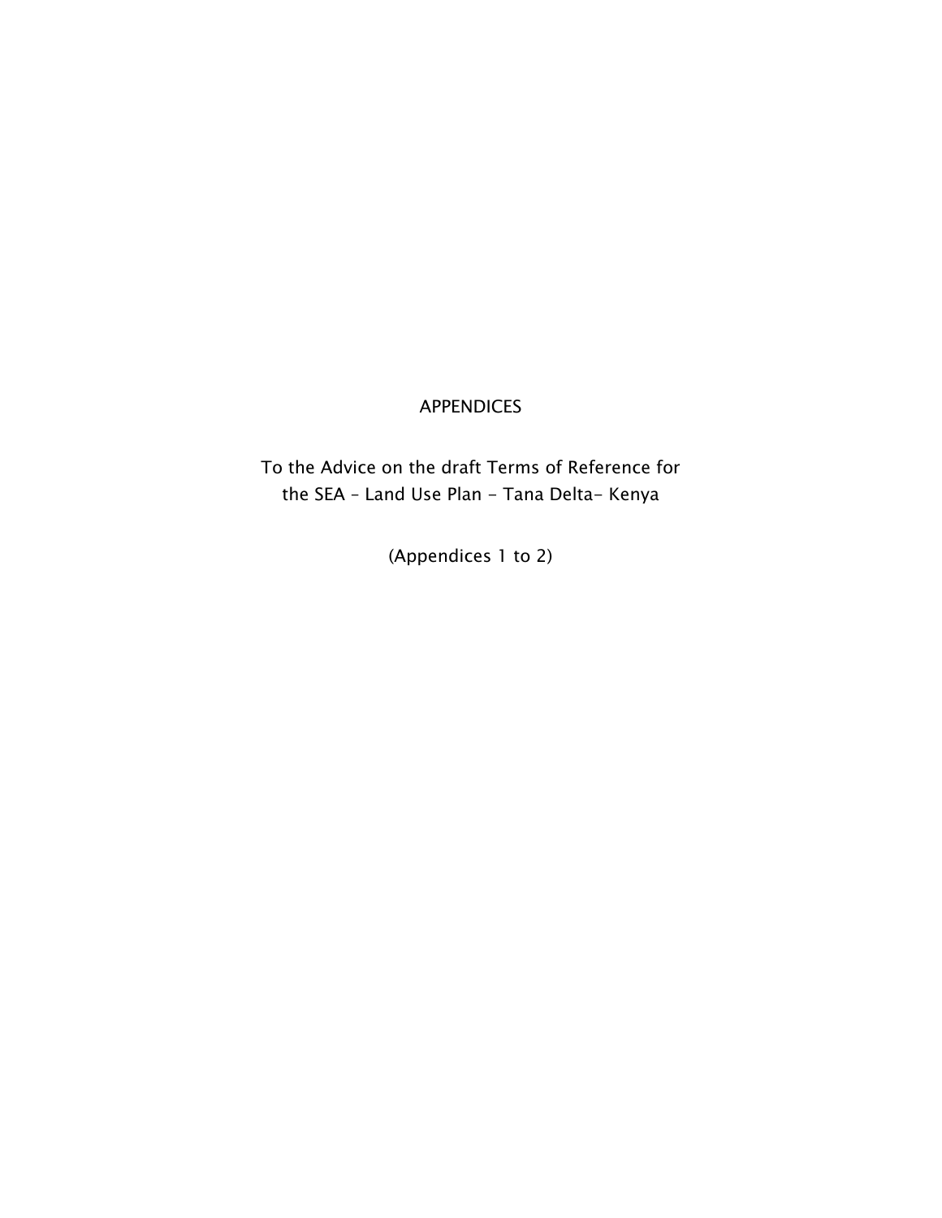# APPENDICES

To the Advice on the draft Terms of Reference for
the SEA – Land Use Plan - Tana Delta- Kenya

(Appendices 1 to 2)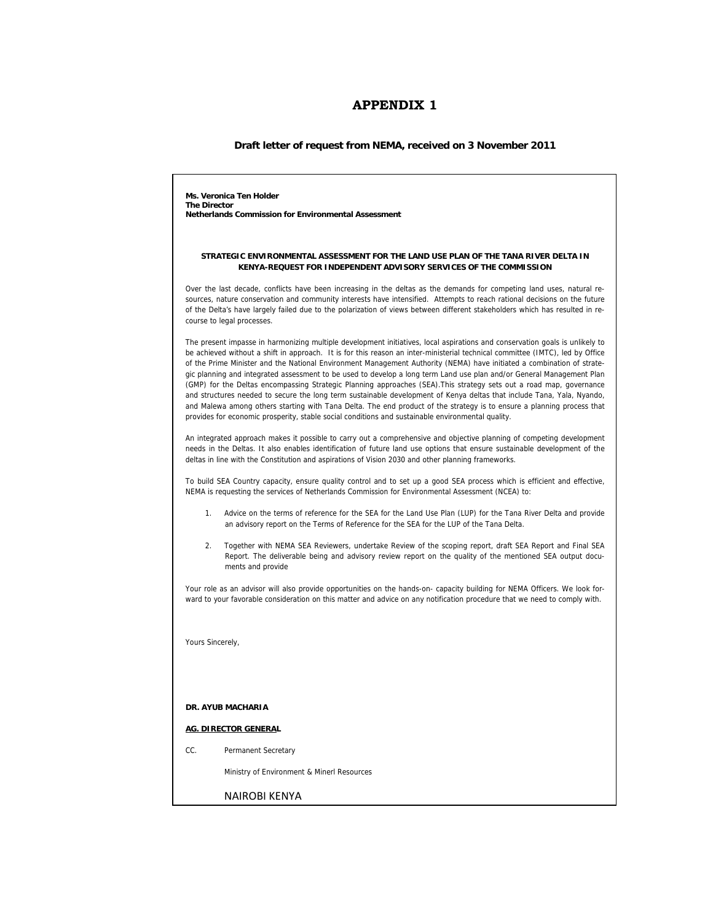# APPENDIX 1

**Draft letter of request from NEMA, received on 3 November 2011**

**Ms. Veronica Ten Holder**
**The Director**
**Netherlands Commission for Environmental Assessment**

**STRATEGIC ENVIRONMENTAL ASSESSMENT FOR THE LAND USE PLAN OF THE TANA RIVER DELTA IN KENYA-REQUEST FOR INDEPENDENT ADVISORY SERVICES OF THE COMMISSION**

Over the last decade, conflicts have been increasing in the deltas as the demands for competing land uses, natural resources, nature conservation and community interests have intensified. Attempts to reach rational decisions on the future of the Delta's have largely failed due to the polarization of views between different stakeholders which has resulted in recourse to legal processes.

The present impasse in harmonizing multiple development initiatives, local aspirations and conservation goals is unlikely to be achieved without a shift in approach. It is for this reason an inter-ministerial technical committee (IMTC), led by Office of the Prime Minister and the National Environment Management Authority (NEMA) have initiated a combination of strategic planning and integrated assessment to be used to develop a long term Land use plan and/or General Management Plan (GMP) for the Deltas encompassing Strategic Planning approaches (SEA).This strategy sets out a road map, governance and structures needed to secure the long term sustainable development of Kenya deltas that include Tana, Yala, Nyando, and Malewa among others starting with Tana Delta. The end product of the strategy is to ensure a planning process that provides for economic prosperity, stable social conditions and sustainable environmental quality.

An integrated approach makes it possible to carry out a comprehensive and objective planning of competing development needs in the Deltas. It also enables identification of future land use options that ensure sustainable development of the deltas in line with the Constitution and aspirations of Vision 2030 and other planning frameworks.

To build SEA Country capacity, ensure quality control and to set up a good SEA process which is efficient and effective, NEMA is requesting the services of Netherlands Commission for Environmental Assessment (NCEA) to:

1. Advice on the terms of reference for the SEA for the Land Use Plan (LUP) for the Tana River Delta and provide an advisory report on the Terms of Reference for the SEA for the LUP of the Tana Delta.
2. Together with NEMA SEA Reviewers, undertake Review of the scoping report, draft SEA Report and Final SEA Report. The deliverable being and advisory review report on the quality of the mentioned SEA output documents and provide

Your role as an advisor will also provide opportunities on the hands-on- capacity building for NEMA Officers. We look forward to your favorable consideration on this matter and advice on any notification procedure that we need to comply with.

Yours Sincerely,

**DR. AYUB MACHARIA**

**AG. DIRECTOR GENERAL**

CC. Permanent Secretary

Ministry of Environment & Minerl Resources

NAIROBI KENYA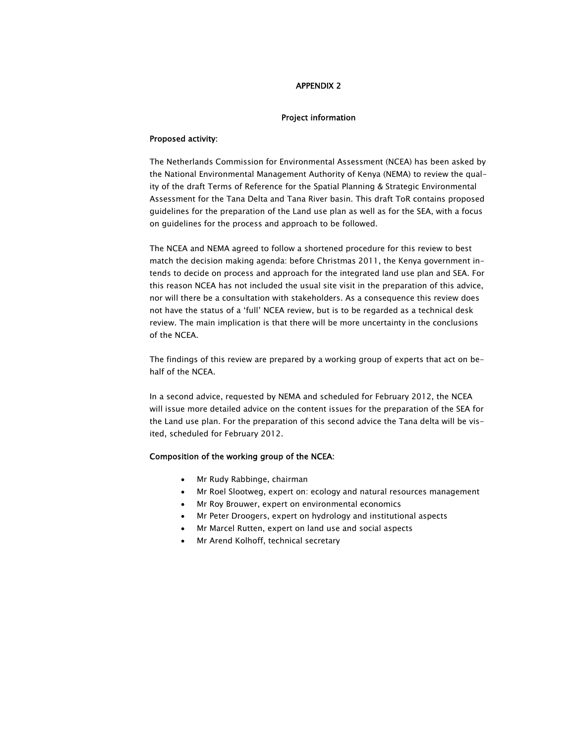## APPENDIX 2

### Project information

**Proposed activity:**

The Netherlands Commission for Environmental Assessment (NCEA) has been asked by the National Environmental Management Authority of Kenya (NEMA) to review the quality of the draft Terms of Reference for the Spatial Planning & Strategic Environmental Assessment for the Tana Delta and Tana River basin. This draft ToR contains proposed guidelines for the preparation of the Land use plan as well as for the SEA, with a focus on guidelines for the process and approach to be followed.

The NCEA and NEMA agreed to follow a shortened procedure for this review to best match the decision making agenda: before Christmas 2011, the Kenya government intends to decide on process and approach for the integrated land use plan and SEA. For this reason NCEA has not included the usual site visit in the preparation of this advice, nor will there be a consultation with stakeholders. As a consequence this review does not have the status of a 'full' NCEA review, but is to be regarded as a technical desk review. The main implication is that there will be more uncertainty in the conclusions of the NCEA.

The findings of this review are prepared by a working group of experts that act on behalf of the NCEA.

In a second advice, requested by NEMA and scheduled for February 2012, the NCEA will issue more detailed advice on the content issues for the preparation of the SEA for the Land use plan. For the preparation of this second advice the Tana delta will be visited, scheduled for February 2012.

**Composition of the working group of the NCEA:**

- Mr Rudy Rabbinge, chairman
- Mr Roel Slootweg, expert on: ecology and natural resources management
- Mr Roy Brouwer, expert on environmental economics
- Mr Peter Droogers, expert on hydrology and institutional aspects
- Mr Marcel Rutten, expert on land use and social aspects
- Mr Arend Kolhoff, technical secretary